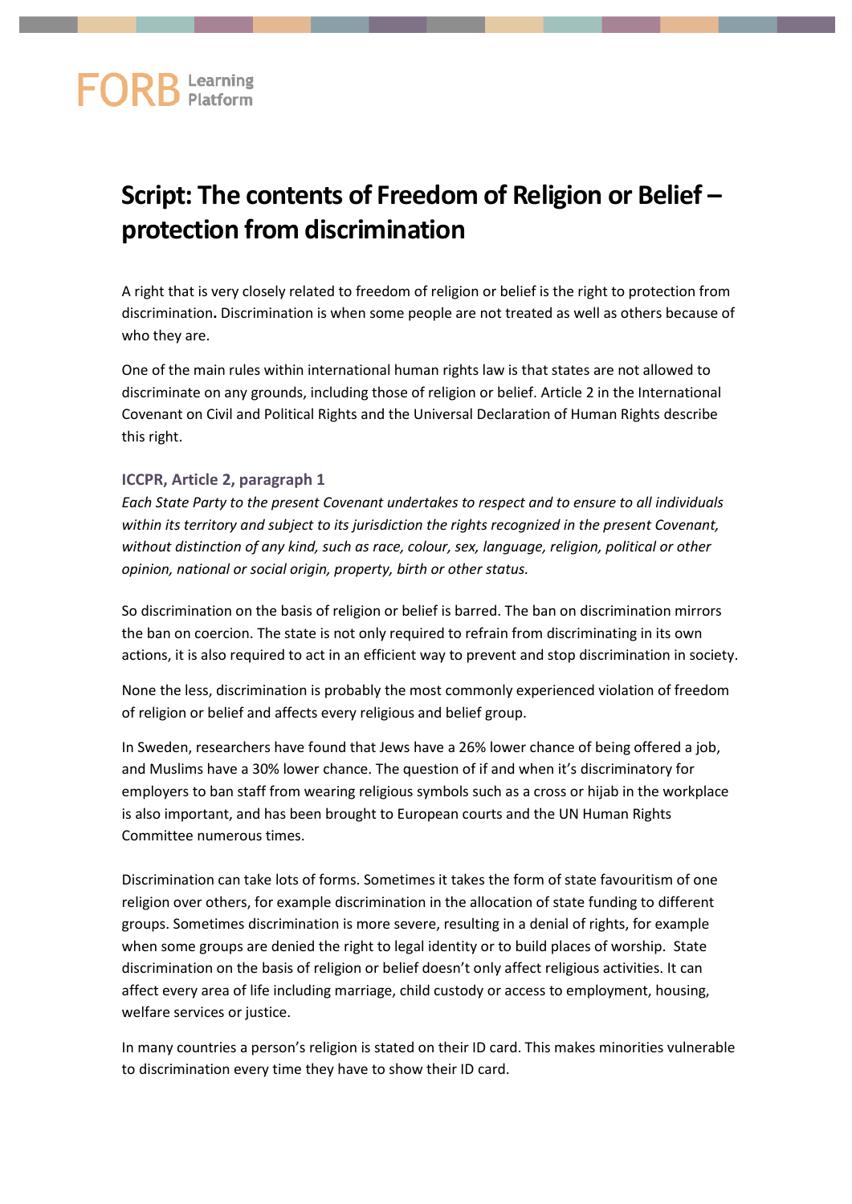# Script: The contents of Freedom of Religion or Belief – protection from discrimination

A right that is very closely related to freedom of religion or belief is the right to protection from discrimination**.** Discrimination is when some people are not treated as well as others because of who they are.

One of the main rules within international human rights law is that states are not allowed to discriminate on any grounds, including those of religion or belief. Article 2 in the International Covenant on Civil and Political Rights and the Universal Declaration of Human Rights describe this right.

### ICCPR, Article 2, paragraph 1

*Each State Party to the present Covenant undertakes to respect and to ensure to all individuals within its territory and subject to its jurisdiction the rights recognized in the present Covenant, without distinction of any kind, such as race, colour, sex, language, religion, political or other opinion, national or social origin, property, birth or other status.*

So discrimination on the basis of religion or belief is barred. The ban on discrimination mirrors the ban on coercion. The state is not only required to refrain from discriminating in its own actions, it is also required to act in an efficient way to prevent and stop discrimination in society.

None the less, discrimination is probably the most commonly experienced violation of freedom of religion or belief and affects every religious and belief group.

In Sweden, researchers have found that Jews have a 26% lower chance of being offered a job, and Muslims have a 30% lower chance. The question of if and when it's discriminatory for employers to ban staff from wearing religious symbols such as a cross or hijab in the workplace is also important, and has been brought to European courts and the UN Human Rights Committee numerous times.

Discrimination can take lots of forms. Sometimes it takes the form of state favouritism of one religion over others, for example discrimination in the allocation of state funding to different groups. Sometimes discrimination is more severe, resulting in a denial of rights, for example when some groups are denied the right to legal identity or to build places of worship. State discrimination on the basis of religion or belief doesn't only affect religious activities. It can affect every area of life including marriage, child custody or access to employment, housing, welfare services or justice.

In many countries a person's religion is stated on their ID card. This makes minorities vulnerable to discrimination every time they have to show their ID card.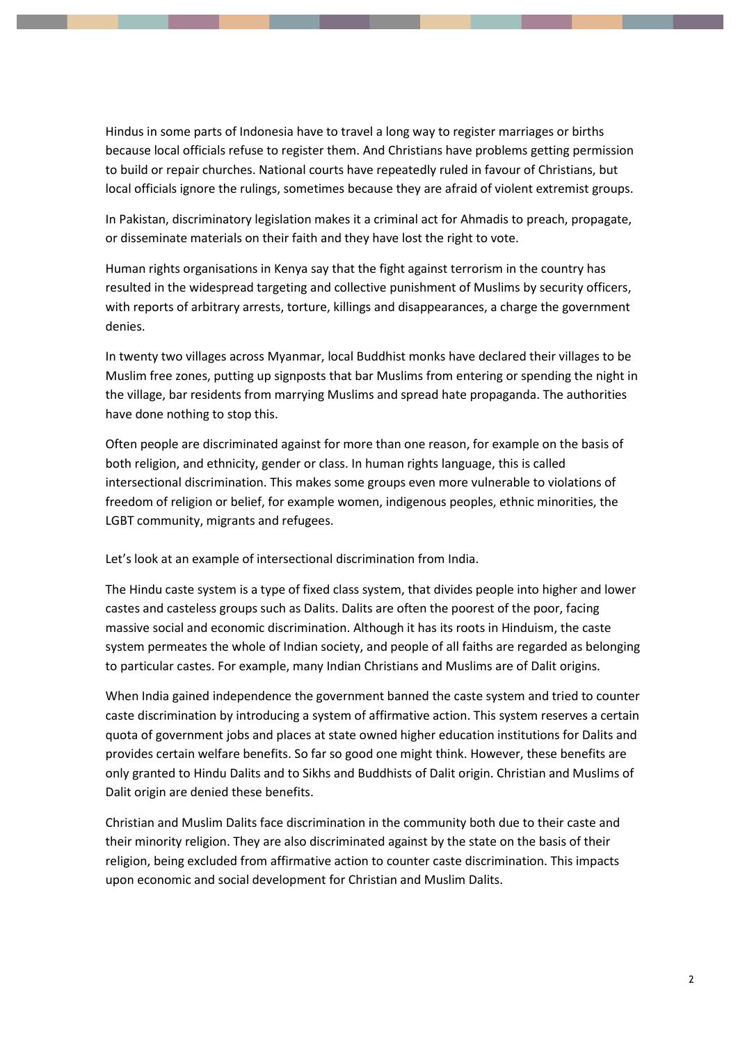Hindus in some parts of Indonesia have to travel a long way to register marriages or births because local officials refuse to register them. And Christians have problems getting permission to build or repair churches. National courts have repeatedly ruled in favour of Christians, but local officials ignore the rulings, sometimes because they are afraid of violent extremist groups.

In Pakistan, discriminatory legislation makes it a criminal act for Ahmadis to preach, propagate, or disseminate materials on their faith and they have lost the right to vote.

Human rights organisations in Kenya say that the fight against terrorism in the country has resulted in the widespread targeting and collective punishment of Muslims by security officers, with reports of arbitrary arrests, torture, killings and disappearances, a charge the government denies.

In twenty two villages across Myanmar, local Buddhist monks have declared their villages to be Muslim free zones, putting up signposts that bar Muslims from entering or spending the night in the village, bar residents from marrying Muslims and spread hate propaganda. The authorities have done nothing to stop this.

Often people are discriminated against for more than one reason, for example on the basis of both religion, and ethnicity, gender or class. In human rights language, this is called intersectional discrimination. This makes some groups even more vulnerable to violations of freedom of religion or belief, for example women, indigenous peoples, ethnic minorities, the LGBT community, migrants and refugees.

Let's look at an example of intersectional discrimination from India.

The Hindu caste system is a type of fixed class system, that divides people into higher and lower castes and casteless groups such as Dalits. Dalits are often the poorest of the poor, facing massive social and economic discrimination. Although it has its roots in Hinduism, the caste system permeates the whole of Indian society, and people of all faiths are regarded as belonging to particular castes. For example, many Indian Christians and Muslims are of Dalit origins.

When India gained independence the government banned the caste system and tried to counter caste discrimination by introducing a system of affirmative action. This system reserves a certain quota of government jobs and places at state owned higher education institutions for Dalits and provides certain welfare benefits. So far so good one might think. However, these benefits are only granted to Hindu Dalits and to Sikhs and Buddhists of Dalit origin. Christian and Muslims of Dalit origin are denied these benefits.

Christian and Muslim Dalits face discrimination in the community both due to their caste and their minority religion. They are also discriminated against by the state on the basis of their religion, being excluded from affirmative action to counter caste discrimination. This impacts upon economic and social development for Christian and Muslim Dalits.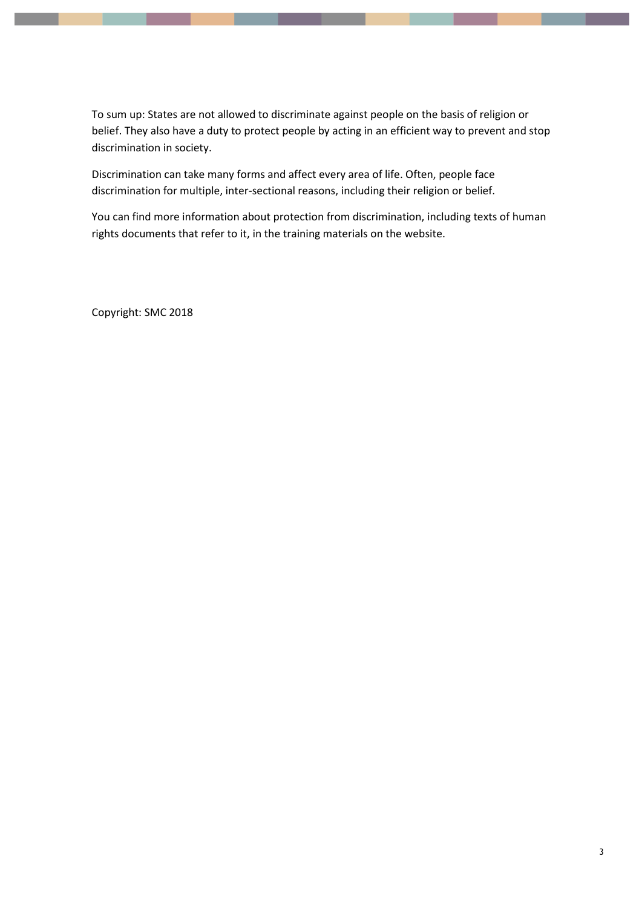To sum up: States are not allowed to discriminate against people on the basis of religion or belief. They also have a duty to protect people by acting in an efficient way to prevent and stop discrimination in society.

Discrimination can take many forms and affect every area of life. Often, people face discrimination for multiple, inter-sectional reasons, including their religion or belief.

You can find more information about protection from discrimination, including texts of human rights documents that refer to it, in the training materials on the website.

Copyright: SMC 2018